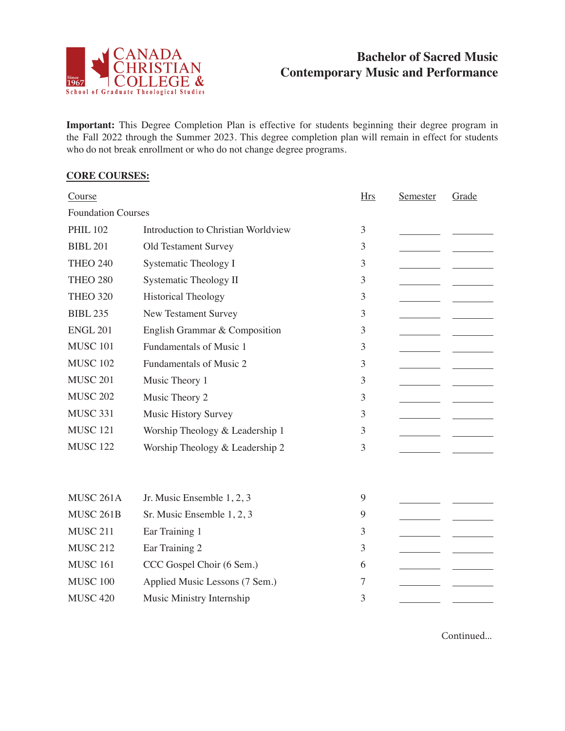Canada Christian College & School of Graduate Theological Studies

# Bachelor of Sacred Music
# Contemporary Music and Performance

**Important:** This Degree Completion Plan is effective for students beginning their degree program in the Fall 2022 through the Summer 2023. This degree completion plan will remain in effect for students who do not break enrollment or who do not change degree programs.

## CORE COURSES:

| Course | | Hrs | Semester | Grade |
|---|---|---|---|---|
| Foundation Courses | | | | |
| PHIL 102 | Introduction to Christian Worldview | 3 | ________ | ________ |
| BIBL 201 | Old Testament Survey | 3 | ________ | ________ |
| THEO 240 | Systematic Theology I | 3 | ________ | ________ |
| THEO 280 | Systematic Theology II | 3 | ________ | ________ |
| THEO 320 | Historical Theology | 3 | ________ | ________ |
| BIBL 235 | New Testament Survey | 3 | ________ | ________ |
| ENGL 201 | English Grammar & Composition | 3 | ________ | ________ |
| MUSC 101 | Fundamentals of Music 1 | 3 | ________ | ________ |
| MUSC 102 | Fundamentals of Music 2 | 3 | ________ | ________ |
| MUSC 201 | Music Theory 1 | 3 | ________ | ________ |
| MUSC 202 | Music Theory 2 | 3 | ________ | ________ |
| MUSC 331 | Music History Survey | 3 | ________ | ________ |
| MUSC 121 | Worship Theology & Leadership 1 | 3 | ________ | ________ |
| MUSC 122 | Worship Theology & Leadership 2 | 3 | ________ | ________ |
| | | | | |
| MUSC 261A | Jr. Music Ensemble 1, 2, 3 | 9 | ________ | ________ |
| MUSC 261B | Sr. Music Ensemble 1, 2, 3 | 9 | ________ | ________ |
| MUSC 211 | Ear Training 1 | 3 | ________ | ________ |
| MUSC 212 | Ear Training 2 | 3 | ________ | ________ |
| MUSC 161 | CCC Gospel Choir (6 Sem.) | 6 | ________ | ________ |
| MUSC 100 | Applied Music Lessons (7 Sem.) | 7 | ________ | ________ |
| MUSC 420 | Music Ministry Internship | 3 | ________ | ________ |

Continued...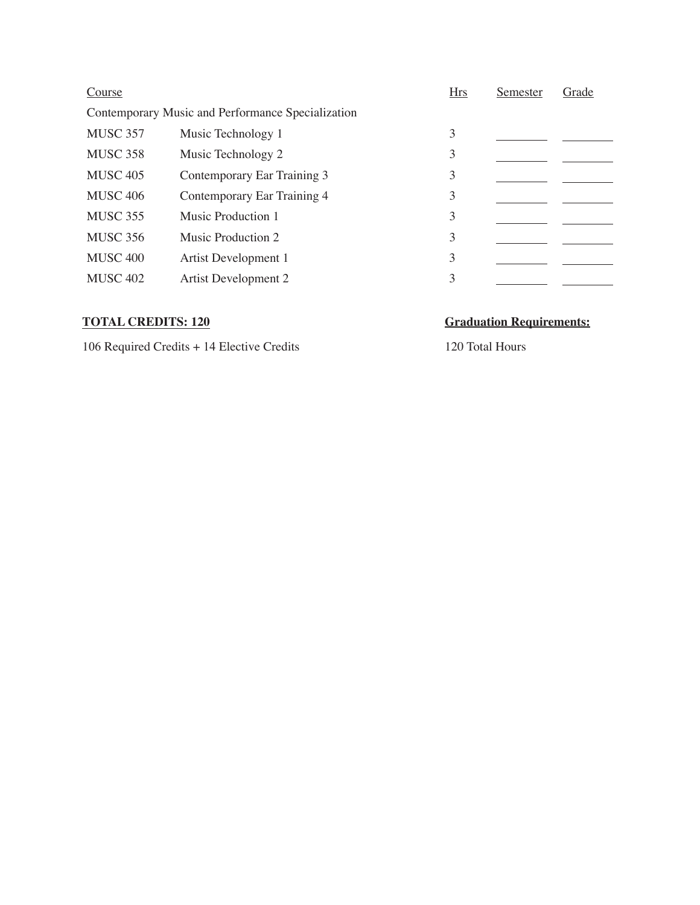| Course | | Hrs | Semester | Grade |
| --- | --- | --- | --- | --- |
| Contemporary Music and Performance Specialization | | | | |
| MUSC 357 | Music Technology 1 | 3 | | |
| MUSC 358 | Music Technology 2 | 3 | | |
| MUSC 405 | Contemporary Ear Training 3 | 3 | | |
| MUSC 406 | Contemporary Ear Training 4 | 3 | | |
| MUSC 355 | Music Production 1 | 3 | | |
| MUSC 356 | Music Production 2 | 3 | | |
| MUSC 400 | Artist Development 1 | 3 | | |
| MUSC 402 | Artist Development 2 | 3 | | |

**TOTAL CREDITS: 120**

106 Required Credits + 14 Elective Credits

**Graduation Requirements:**

120 Total Hours